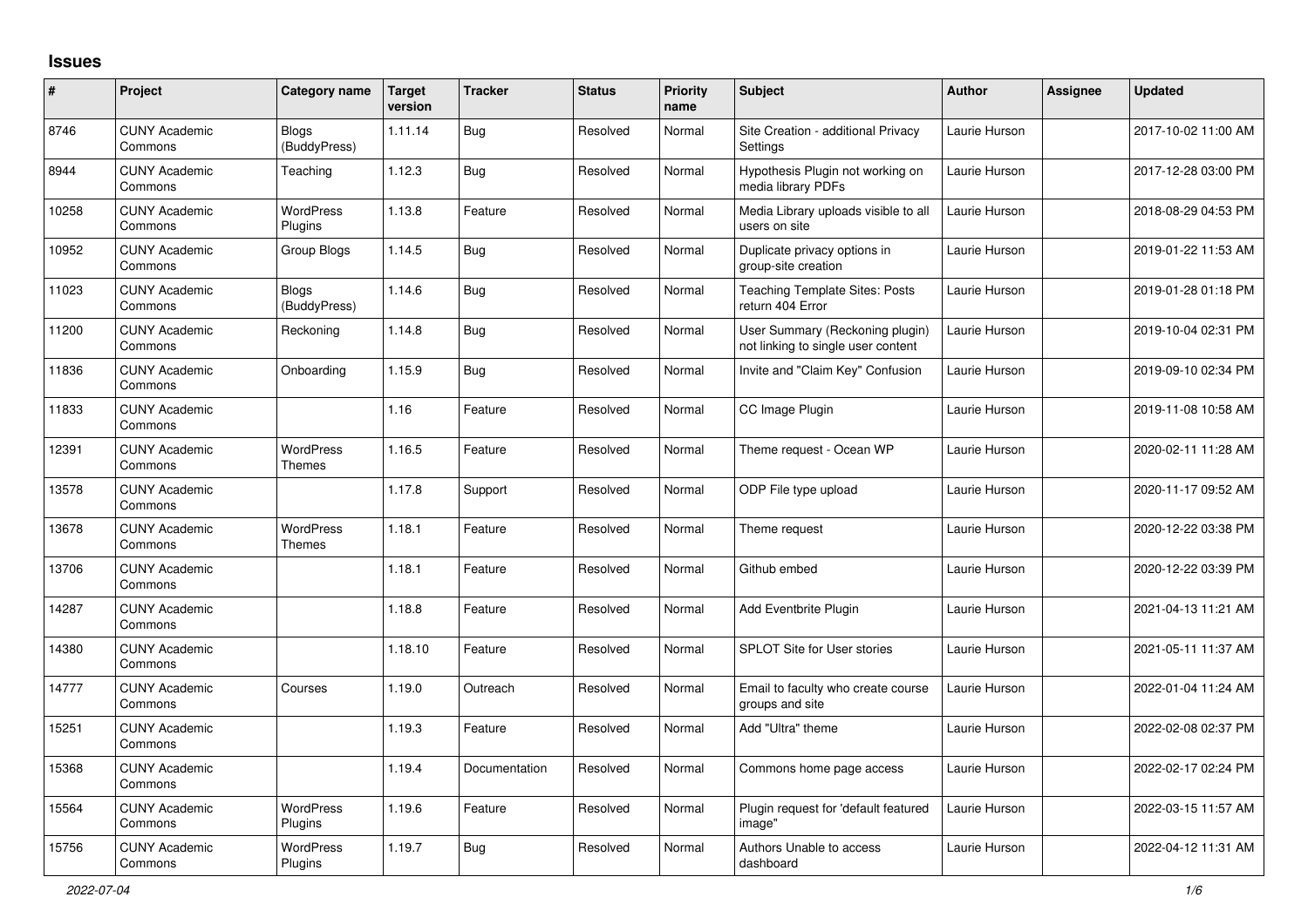# Issues

| # | Project | Category name | Target version | Tracker | Status | Priority name | Subject | Author | Assignee | Updated |
|---|---|---|---|---|---|---|---|---|---|---|
| 8746 | CUNY Academic Commons | Blogs (BuddyPress) | 1.11.14 | Bug | Resolved | Normal | Site Creation - additional Privacy Settings | Laurie Hurson | | 2017-10-02 11:00 AM |
| 8944 | CUNY Academic Commons | Teaching | 1.12.3 | Bug | Resolved | Normal | Hypothesis Plugin not working on media library PDFs | Laurie Hurson | | 2017-12-28 03:00 PM |
| 10258 | CUNY Academic Commons | WordPress Plugins | 1.13.8 | Feature | Resolved | Normal | Media Library uploads visible to all users on site | Laurie Hurson | | 2018-08-29 04:53 PM |
| 10952 | CUNY Academic Commons | Group Blogs | 1.14.5 | Bug | Resolved | Normal | Duplicate privacy options in group-site creation | Laurie Hurson | | 2019-01-22 11:53 AM |
| 11023 | CUNY Academic Commons | Blogs (BuddyPress) | 1.14.6 | Bug | Resolved | Normal | Teaching Template Sites: Posts return 404 Error | Laurie Hurson | | 2019-01-28 01:18 PM |
| 11200 | CUNY Academic Commons | Reckoning | 1.14.8 | Bug | Resolved | Normal | User Summary (Reckoning plugin) not linking to single user content | Laurie Hurson | | 2019-10-04 02:31 PM |
| 11836 | CUNY Academic Commons | Onboarding | 1.15.9 | Bug | Resolved | Normal | Invite and "Claim Key" Confusion | Laurie Hurson | | 2019-09-10 02:34 PM |
| 11833 | CUNY Academic Commons | | 1.16 | Feature | Resolved | Normal | CC Image Plugin | Laurie Hurson | | 2019-11-08 10:58 AM |
| 12391 | CUNY Academic Commons | WordPress Themes | 1.16.5 | Feature | Resolved | Normal | Theme request - Ocean WP | Laurie Hurson | | 2020-02-11 11:28 AM |
| 13578 | CUNY Academic Commons | | 1.17.8 | Support | Resolved | Normal | ODP File type upload | Laurie Hurson | | 2020-11-17 09:52 AM |
| 13678 | CUNY Academic Commons | WordPress Themes | 1.18.1 | Feature | Resolved | Normal | Theme request | Laurie Hurson | | 2020-12-22 03:38 PM |
| 13706 | CUNY Academic Commons | | 1.18.1 | Feature | Resolved | Normal | Github embed | Laurie Hurson | | 2020-12-22 03:39 PM |
| 14287 | CUNY Academic Commons | | 1.18.8 | Feature | Resolved | Normal | Add Eventbrite Plugin | Laurie Hurson | | 2021-04-13 11:21 AM |
| 14380 | CUNY Academic Commons | | 1.18.10 | Feature | Resolved | Normal | SPLOT Site for User stories | Laurie Hurson | | 2021-05-11 11:37 AM |
| 14777 | CUNY Academic Commons | Courses | 1.19.0 | Outreach | Resolved | Normal | Email to faculty who create course groups and site | Laurie Hurson | | 2022-01-04 11:24 AM |
| 15251 | CUNY Academic Commons | | 1.19.3 | Feature | Resolved | Normal | Add "Ultra" theme | Laurie Hurson | | 2022-02-08 02:37 PM |
| 15368 | CUNY Academic Commons | | 1.19.4 | Documentation | Resolved | Normal | Commons home page access | Laurie Hurson | | 2022-02-17 02:24 PM |
| 15564 | CUNY Academic Commons | WordPress Plugins | 1.19.6 | Feature | Resolved | Normal | Plugin request for 'default featured image" | Laurie Hurson | | 2022-03-15 11:57 AM |
| 15756 | CUNY Academic Commons | WordPress Plugins | 1.19.7 | Bug | Resolved | Normal | Authors Unable to access dashboard | Laurie Hurson | | 2022-04-12 11:31 AM |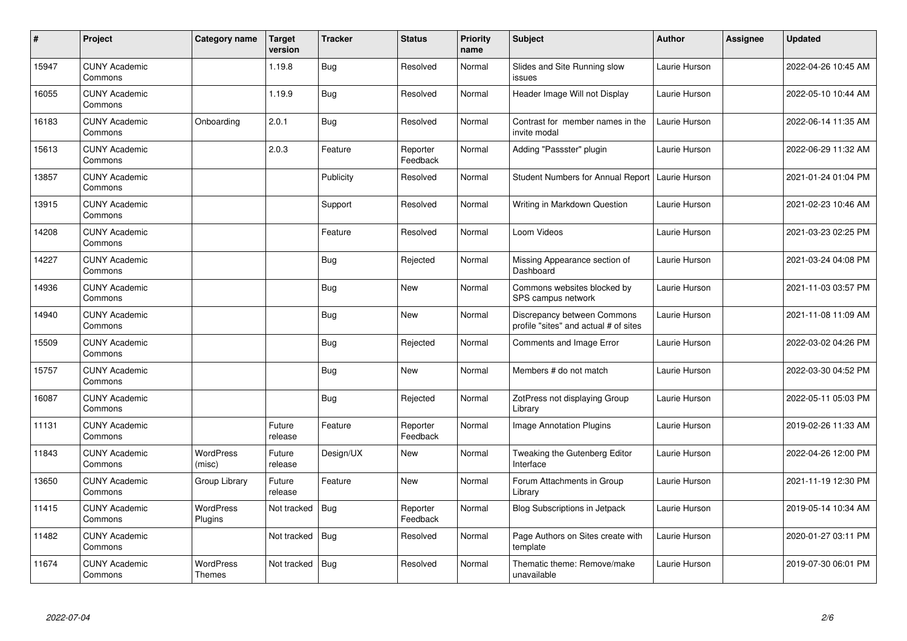| # | Project | Category name | Target version | Tracker | Status | Priority name | Subject | Author | Assignee | Updated |
|---|---|---|---|---|---|---|---|---|---|---|
| 15947 | CUNY Academic Commons | | 1.19.8 | Bug | Resolved | Normal | Slides and Site Running slow issues | Laurie Hurson | | 2022-04-26 10:45 AM |
| 16055 | CUNY Academic Commons | | 1.19.9 | Bug | Resolved | Normal | Header Image Will not Display | Laurie Hurson | | 2022-05-10 10:44 AM |
| 16183 | CUNY Academic Commons | Onboarding | 2.0.1 | Bug | Resolved | Normal | Contrast for member names in the invite modal | Laurie Hurson | | 2022-06-14 11:35 AM |
| 15613 | CUNY Academic Commons | | 2.0.3 | Feature | Reporter Feedback | Normal | Adding "Passster" plugin | Laurie Hurson | | 2022-06-29 11:32 AM |
| 13857 | CUNY Academic Commons | | | Publicity | Resolved | Normal | Student Numbers for Annual Report | Laurie Hurson | | 2021-01-24 01:04 PM |
| 13915 | CUNY Academic Commons | | | Support | Resolved | Normal | Writing in Markdown Question | Laurie Hurson | | 2021-02-23 10:46 AM |
| 14208 | CUNY Academic Commons | | | Feature | Resolved | Normal | Loom Videos | Laurie Hurson | | 2021-03-23 02:25 PM |
| 14227 | CUNY Academic Commons | | | Bug | Rejected | Normal | Missing Appearance section of Dashboard | Laurie Hurson | | 2021-03-24 04:08 PM |
| 14936 | CUNY Academic Commons | | | Bug | New | Normal | Commons websites blocked by SPS campus network | Laurie Hurson | | 2021-11-03 03:57 PM |
| 14940 | CUNY Academic Commons | | | Bug | New | Normal | Discrepancy between Commons profile "sites" and actual # of sites | Laurie Hurson | | 2021-11-08 11:09 AM |
| 15509 | CUNY Academic Commons | | | Bug | Rejected | Normal | Comments and Image Error | Laurie Hurson | | 2022-03-02 04:26 PM |
| 15757 | CUNY Academic Commons | | | Bug | New | Normal | Members # do not match | Laurie Hurson | | 2022-03-30 04:52 PM |
| 16087 | CUNY Academic Commons | | | Bug | Rejected | Normal | ZotPress not displaying Group Library | Laurie Hurson | | 2022-05-11 05:03 PM |
| 11131 | CUNY Academic Commons | | Future release | Feature | Reporter Feedback | Normal | Image Annotation Plugins | Laurie Hurson | | 2019-02-26 11:33 AM |
| 11843 | CUNY Academic Commons | WordPress (misc) | Future release | Design/UX | New | Normal | Tweaking the Gutenberg Editor Interface | Laurie Hurson | | 2022-04-26 12:00 PM |
| 13650 | CUNY Academic Commons | Group Library | Future release | Feature | New | Normal | Forum Attachments in Group Library | Laurie Hurson | | 2021-11-19 12:30 PM |
| 11415 | CUNY Academic Commons | WordPress Plugins | Not tracked | Bug | Reporter Feedback | Normal | Blog Subscriptions in Jetpack | Laurie Hurson | | 2019-05-14 10:34 AM |
| 11482 | CUNY Academic Commons | | Not tracked | Bug | Resolved | Normal | Page Authors on Sites create with template | Laurie Hurson | | 2020-01-27 03:11 PM |
| 11674 | CUNY Academic Commons | WordPress Themes | Not tracked | Bug | Resolved | Normal | Thematic theme: Remove/make unavailable | Laurie Hurson | | 2019-07-30 06:01 PM |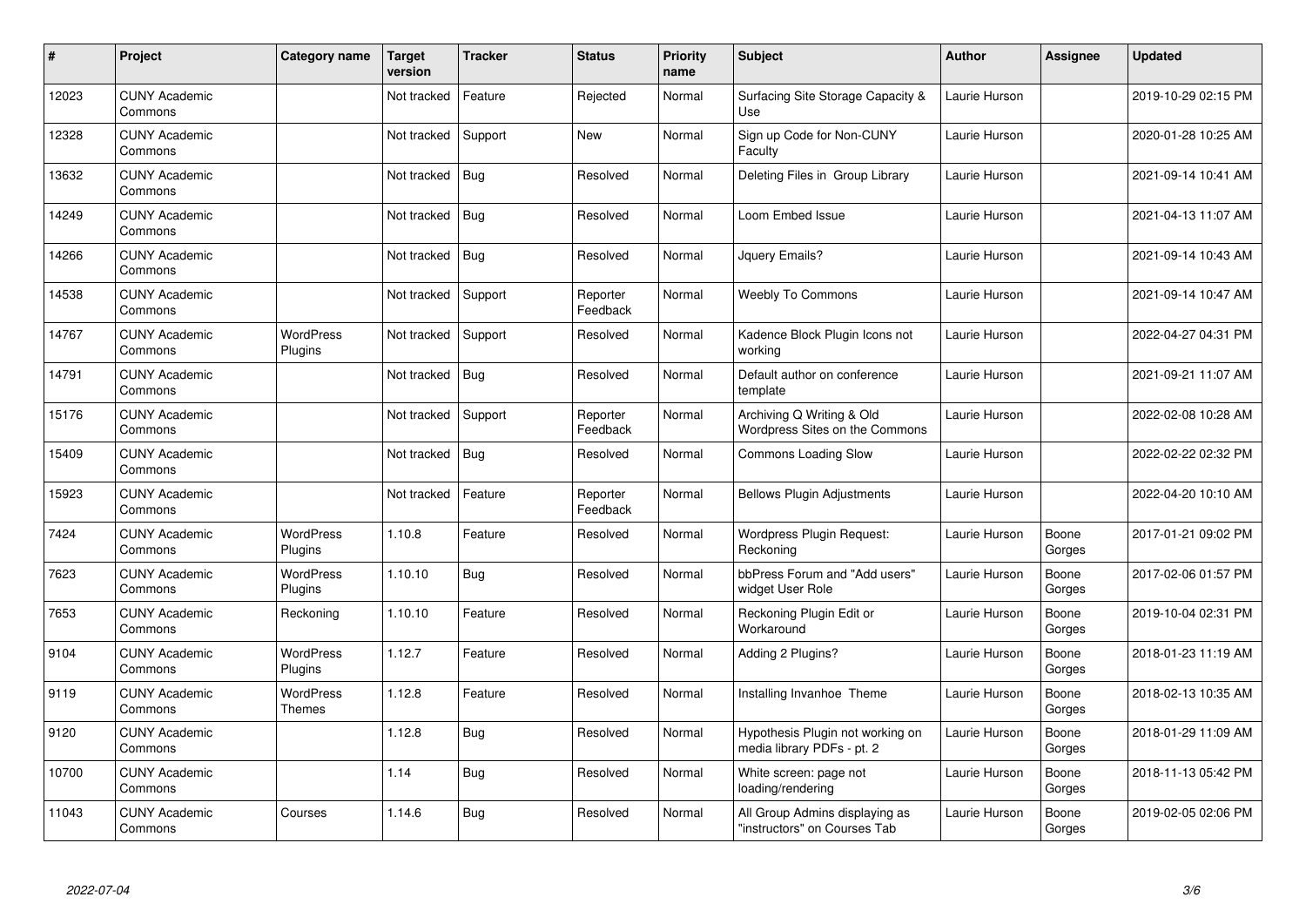| # | Project | Category name | Target version | Tracker | Status | Priority name | Subject | Author | Assignee | Updated |
|---|---|---|---|---|---|---|---|---|---|---|
| 12023 | CUNY Academic Commons | | Not tracked | Feature | Rejected | Normal | Surfacing Site Storage Capacity & Use | Laurie Hurson | | 2019-10-29 02:15 PM |
| 12328 | CUNY Academic Commons | | Not tracked | Support | New | Normal | Sign up Code for Non-CUNY Faculty | Laurie Hurson | | 2020-01-28 10:25 AM |
| 13632 | CUNY Academic Commons | | Not tracked | Bug | Resolved | Normal | Deleting Files in Group Library | Laurie Hurson | | 2021-09-14 10:41 AM |
| 14249 | CUNY Academic Commons | | Not tracked | Bug | Resolved | Normal | Loom Embed Issue | Laurie Hurson | | 2021-04-13 11:07 AM |
| 14266 | CUNY Academic Commons | | Not tracked | Bug | Resolved | Normal | Jquery Emails? | Laurie Hurson | | 2021-09-14 10:43 AM |
| 14538 | CUNY Academic Commons | | Not tracked | Support | Reporter Feedback | Normal | Weebly To Commons | Laurie Hurson | | 2021-09-14 10:47 AM |
| 14767 | CUNY Academic Commons | WordPress Plugins | Not tracked | Support | Resolved | Normal | Kadence Block Plugin Icons not working | Laurie Hurson | | 2022-04-27 04:31 PM |
| 14791 | CUNY Academic Commons | | Not tracked | Bug | Resolved | Normal | Default author on conference template | Laurie Hurson | | 2021-09-21 11:07 AM |
| 15176 | CUNY Academic Commons | | Not tracked | Support | Reporter Feedback | Normal | Archiving Q Writing & Old Wordpress Sites on the Commons | Laurie Hurson | | 2022-02-08 10:28 AM |
| 15409 | CUNY Academic Commons | | Not tracked | Bug | Resolved | Normal | Commons Loading Slow | Laurie Hurson | | 2022-02-22 02:32 PM |
| 15923 | CUNY Academic Commons | | Not tracked | Feature | Reporter Feedback | Normal | Bellows Plugin Adjustments | Laurie Hurson | | 2022-04-20 10:10 AM |
| 7424 | CUNY Academic Commons | WordPress Plugins | 1.10.8 | Feature | Resolved | Normal | Wordpress Plugin Request: Reckoning | Laurie Hurson | Boone Gorges | 2017-01-21 09:02 PM |
| 7623 | CUNY Academic Commons | WordPress Plugins | 1.10.10 | Bug | Resolved | Normal | bbPress Forum and "Add users" widget User Role | Laurie Hurson | Boone Gorges | 2017-02-06 01:57 PM |
| 7653 | CUNY Academic Commons | Reckoning | 1.10.10 | Feature | Resolved | Normal | Reckoning Plugin Edit or Workaround | Laurie Hurson | Boone Gorges | 2019-10-04 02:31 PM |
| 9104 | CUNY Academic Commons | WordPress Plugins | 1.12.7 | Feature | Resolved | Normal | Adding 2 Plugins? | Laurie Hurson | Boone Gorges | 2018-01-23 11:19 AM |
| 9119 | CUNY Academic Commons | WordPress Themes | 1.12.8 | Feature | Resolved | Normal | Installing Invanhoe Theme | Laurie Hurson | Boone Gorges | 2018-02-13 10:35 AM |
| 9120 | CUNY Academic Commons | | 1.12.8 | Bug | Resolved | Normal | Hypothesis Plugin not working on media library PDFs - pt. 2 | Laurie Hurson | Boone Gorges | 2018-01-29 11:09 AM |
| 10700 | CUNY Academic Commons | | 1.14 | Bug | Resolved | Normal | White screen: page not loading/rendering | Laurie Hurson | Boone Gorges | 2018-11-13 05:42 PM |
| 11043 | CUNY Academic Commons | Courses | 1.14.6 | Bug | Resolved | Normal | All Group Admins displaying as "instructors" on Courses Tab | Laurie Hurson | Boone Gorges | 2019-02-05 02:06 PM |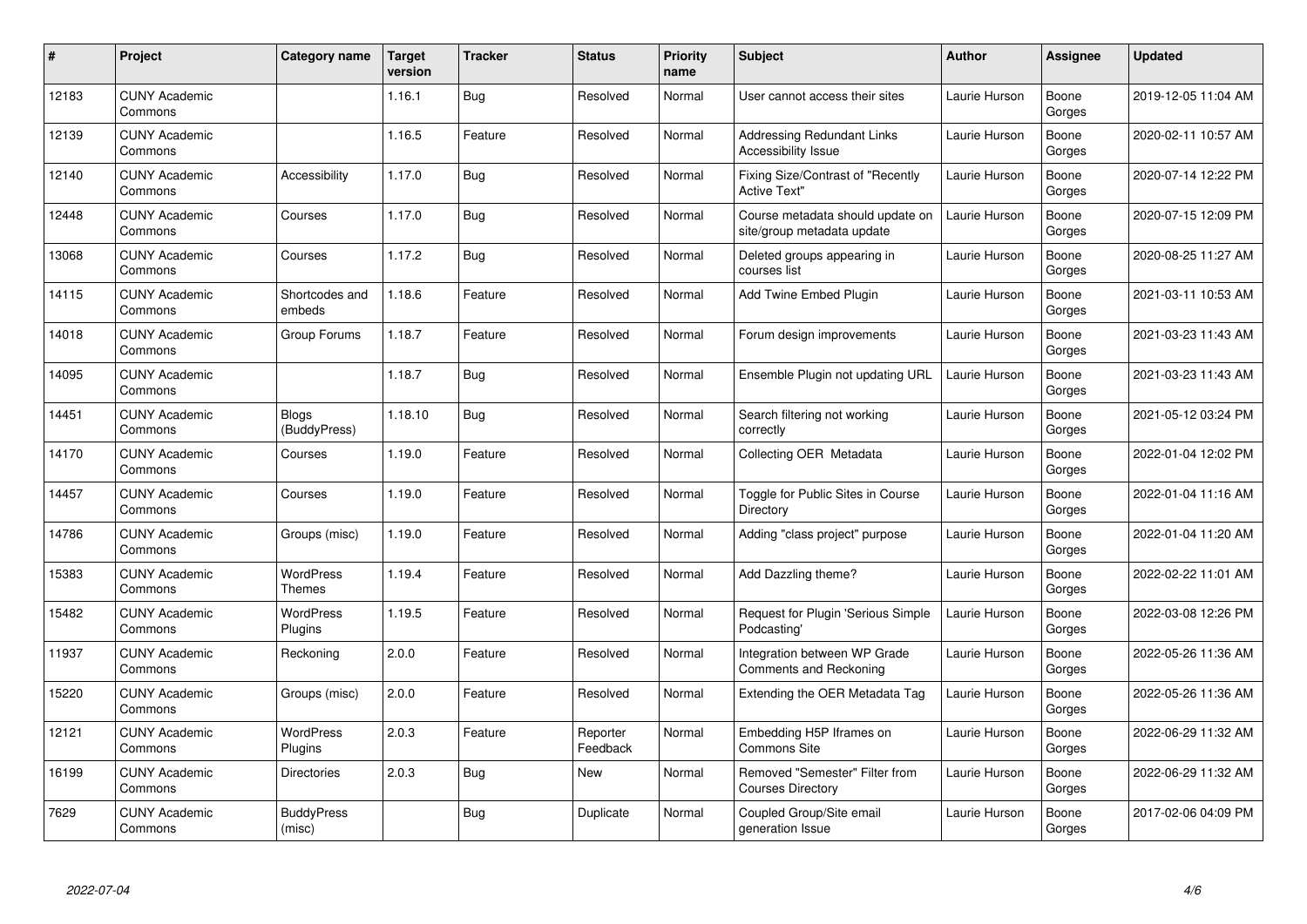| # | Project | Category name | Target version | Tracker | Status | Priority name | Subject | Author | Assignee | Updated |
|---|---|---|---|---|---|---|---|---|---|---|
| 12183 | CUNY Academic Commons | | 1.16.1 | Bug | Resolved | Normal | User cannot access their sites | Laurie Hurson | Boone Gorges | 2019-12-05 11:04 AM |
| 12139 | CUNY Academic Commons | | 1.16.5 | Feature | Resolved | Normal | Addressing Redundant Links Accessibility Issue | Laurie Hurson | Boone Gorges | 2020-02-11 10:57 AM |
| 12140 | CUNY Academic Commons | Accessibility | 1.17.0 | Bug | Resolved | Normal | Fixing Size/Contrast of "Recently Active Text" | Laurie Hurson | Boone Gorges | 2020-07-14 12:22 PM |
| 12448 | CUNY Academic Commons | Courses | 1.17.0 | Bug | Resolved | Normal | Course metadata should update on site/group metadata update | Laurie Hurson | Boone Gorges | 2020-07-15 12:09 PM |
| 13068 | CUNY Academic Commons | Courses | 1.17.2 | Bug | Resolved | Normal | Deleted groups appearing in courses list | Laurie Hurson | Boone Gorges | 2020-08-25 11:27 AM |
| 14115 | CUNY Academic Commons | Shortcodes and embeds | 1.18.6 | Feature | Resolved | Normal | Add Twine Embed Plugin | Laurie Hurson | Boone Gorges | 2021-03-11 10:53 AM |
| 14018 | CUNY Academic Commons | Group Forums | 1.18.7 | Feature | Resolved | Normal | Forum design improvements | Laurie Hurson | Boone Gorges | 2021-03-23 11:43 AM |
| 14095 | CUNY Academic Commons | | 1.18.7 | Bug | Resolved | Normal | Ensemble Plugin not updating URL | Laurie Hurson | Boone Gorges | 2021-03-23 11:43 AM |
| 14451 | CUNY Academic Commons | Blogs (BuddyPress) | 1.18.10 | Bug | Resolved | Normal | Search filtering not working correctly | Laurie Hurson | Boone Gorges | 2021-05-12 03:24 PM |
| 14170 | CUNY Academic Commons | Courses | 1.19.0 | Feature | Resolved | Normal | Collecting OER Metadata | Laurie Hurson | Boone Gorges | 2022-01-04 12:02 PM |
| 14457 | CUNY Academic Commons | Courses | 1.19.0 | Feature | Resolved | Normal | Toggle for Public Sites in Course Directory | Laurie Hurson | Boone Gorges | 2022-01-04 11:16 AM |
| 14786 | CUNY Academic Commons | Groups (misc) | 1.19.0 | Feature | Resolved | Normal | Adding "class project" purpose | Laurie Hurson | Boone Gorges | 2022-01-04 11:20 AM |
| 15383 | CUNY Academic Commons | WordPress Themes | 1.19.4 | Feature | Resolved | Normal | Add Dazzling theme? | Laurie Hurson | Boone Gorges | 2022-02-22 11:01 AM |
| 15482 | CUNY Academic Commons | WordPress Plugins | 1.19.5 | Feature | Resolved | Normal | Request for Plugin 'Serious Simple Podcasting' | Laurie Hurson | Boone Gorges | 2022-03-08 12:26 PM |
| 11937 | CUNY Academic Commons | Reckoning | 2.0.0 | Feature | Resolved | Normal | Integration between WP Grade Comments and Reckoning | Laurie Hurson | Boone Gorges | 2022-05-26 11:36 AM |
| 15220 | CUNY Academic Commons | Groups (misc) | 2.0.0 | Feature | Resolved | Normal | Extending the OER Metadata Tag | Laurie Hurson | Boone Gorges | 2022-05-26 11:36 AM |
| 12121 | CUNY Academic Commons | WordPress Plugins | 2.0.3 | Feature | Reporter Feedback | Normal | Embedding H5P Iframes on Commons Site | Laurie Hurson | Boone Gorges | 2022-06-29 11:32 AM |
| 16199 | CUNY Academic Commons | Directories | 2.0.3 | Bug | New | Normal | Removed "Semester" Filter from Courses Directory | Laurie Hurson | Boone Gorges | 2022-06-29 11:32 AM |
| 7629 | CUNY Academic Commons | BuddyPress (misc) | | Bug | Duplicate | Normal | Coupled Group/Site email generation Issue | Laurie Hurson | Boone Gorges | 2017-02-06 04:09 PM |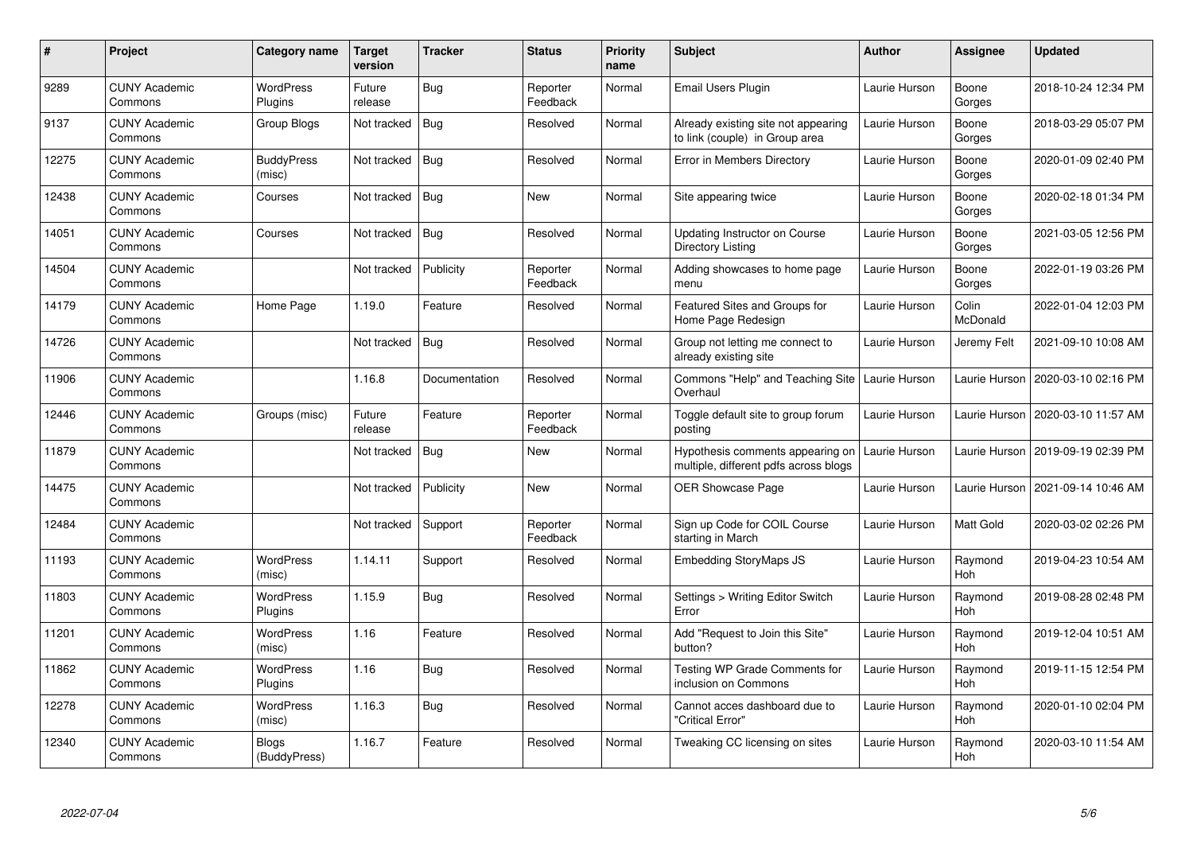| # | Project | Category name | Target version | Tracker | Status | Priority name | Subject | Author | Assignee | Updated |
|---|---|---|---|---|---|---|---|---|---|---|
| 9289 | CUNY Academic Commons | WordPress Plugins | Future release | Bug | Reporter Feedback | Normal | Email Users Plugin | Laurie Hurson | Boone Gorges | 2018-10-24 12:34 PM |
| 9137 | CUNY Academic Commons | Group Blogs | Not tracked | Bug | Resolved | Normal | Already existing site not appearing to link (couple) in Group area | Laurie Hurson | Boone Gorges | 2018-03-29 05:07 PM |
| 12275 | CUNY Academic Commons | BuddyPress (misc) | Not tracked | Bug | Resolved | Normal | Error in Members Directory | Laurie Hurson | Boone Gorges | 2020-01-09 02:40 PM |
| 12438 | CUNY Academic Commons | Courses | Not tracked | Bug | New | Normal | Site appearing twice | Laurie Hurson | Boone Gorges | 2020-02-18 01:34 PM |
| 14051 | CUNY Academic Commons | Courses | Not tracked | Bug | Resolved | Normal | Updating Instructor on Course Directory Listing | Laurie Hurson | Boone Gorges | 2021-03-05 12:56 PM |
| 14504 | CUNY Academic Commons | | Not tracked | Publicity | Reporter Feedback | Normal | Adding showcases to home page menu | Laurie Hurson | Boone Gorges | 2022-01-19 03:26 PM |
| 14179 | CUNY Academic Commons | Home Page | 1.19.0 | Feature | Resolved | Normal | Featured Sites and Groups for Home Page Redesign | Laurie Hurson | Colin McDonald | 2022-01-04 12:03 PM |
| 14726 | CUNY Academic Commons | | Not tracked | Bug | Resolved | Normal | Group not letting me connect to already existing site | Laurie Hurson | Jeremy Felt | 2021-09-10 10:08 AM |
| 11906 | CUNY Academic Commons | | 1.16.8 | Documentation | Resolved | Normal | Commons "Help" and Teaching Site Overhaul | Laurie Hurson | Laurie Hurson | 2020-03-10 02:16 PM |
| 12446 | CUNY Academic Commons | Groups (misc) | Future release | Feature | Reporter Feedback | Normal | Toggle default site to group forum posting | Laurie Hurson | Laurie Hurson | 2020-03-10 11:57 AM |
| 11879 | CUNY Academic Commons | | Not tracked | Bug | New | Normal | Hypothesis comments appearing on multiple, different pdfs across blogs | Laurie Hurson | Laurie Hurson | 2019-09-19 02:39 PM |
| 14475 | CUNY Academic Commons | | Not tracked | Publicity | New | Normal | OER Showcase Page | Laurie Hurson | Laurie Hurson | 2021-09-14 10:46 AM |
| 12484 | CUNY Academic Commons | | Not tracked | Support | Reporter Feedback | Normal | Sign up Code for COIL Course starting in March | Laurie Hurson | Matt Gold | 2020-03-02 02:26 PM |
| 11193 | CUNY Academic Commons | WordPress (misc) | 1.14.11 | Support | Resolved | Normal | Embedding StoryMaps JS | Laurie Hurson | Raymond Hoh | 2019-04-23 10:54 AM |
| 11803 | CUNY Academic Commons | WordPress Plugins | 1.15.9 | Bug | Resolved | Normal | Settings > Writing Editor Switch Error | Laurie Hurson | Raymond Hoh | 2019-08-28 02:48 PM |
| 11201 | CUNY Academic Commons | WordPress (misc) | 1.16 | Feature | Resolved | Normal | Add "Request to Join this Site" button? | Laurie Hurson | Raymond Hoh | 2019-12-04 10:51 AM |
| 11862 | CUNY Academic Commons | WordPress Plugins | 1.16 | Bug | Resolved | Normal | Testing WP Grade Comments for inclusion on Commons | Laurie Hurson | Raymond Hoh | 2019-11-15 12:54 PM |
| 12278 | CUNY Academic Commons | WordPress (misc) | 1.16.3 | Bug | Resolved | Normal | Cannot acces dashboard due to "Critical Error" | Laurie Hurson | Raymond Hoh | 2020-01-10 02:04 PM |
| 12340 | CUNY Academic Commons | Blogs (BuddyPress) | 1.16.7 | Feature | Resolved | Normal | Tweaking CC licensing on sites | Laurie Hurson | Raymond Hoh | 2020-03-10 11:54 AM |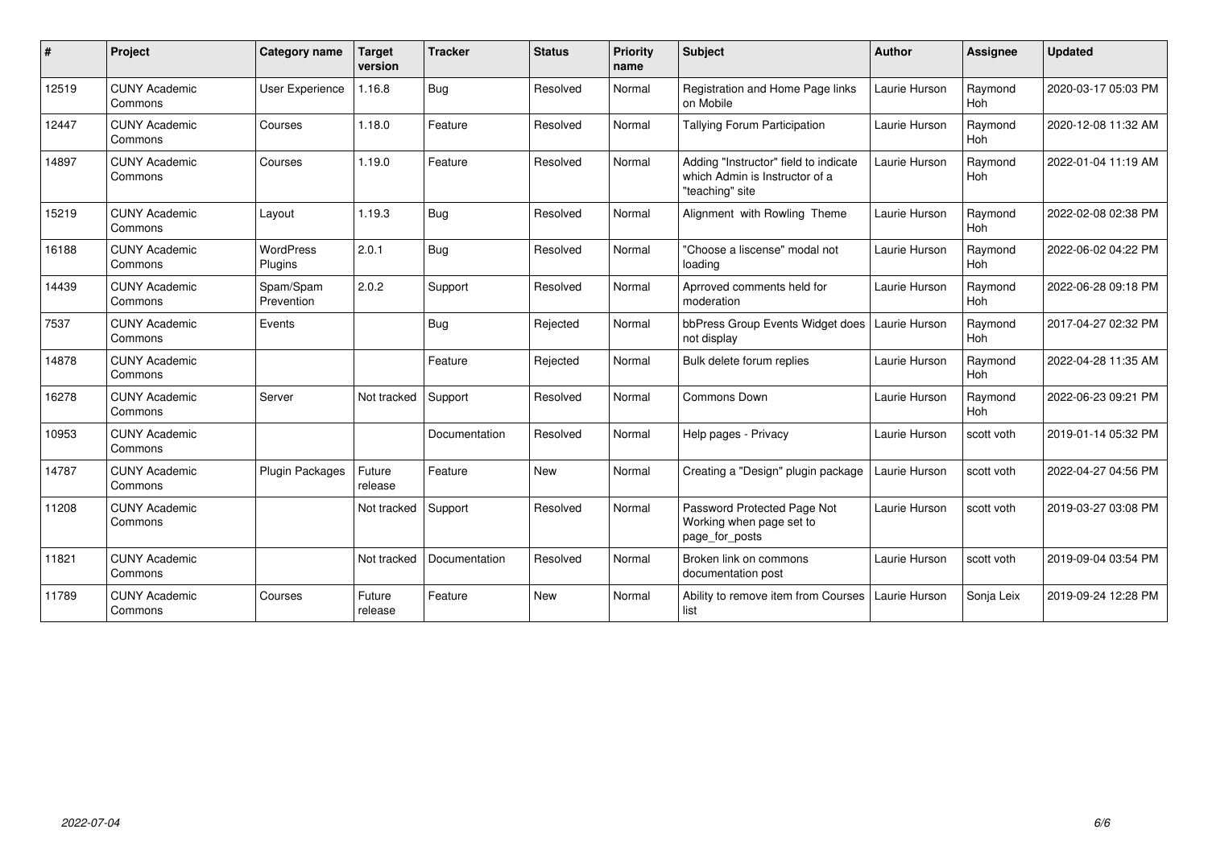| # | Project | Category name | Target version | Tracker | Status | Priority name | Subject | Author | Assignee | Updated |
|---|---|---|---|---|---|---|---|---|---|---|
| 12519 | CUNY Academic Commons | User Experience | 1.16.8 | Bug | Resolved | Normal | Registration and Home Page links on Mobile | Laurie Hurson | Raymond Hoh | 2020-03-17 05:03 PM |
| 12447 | CUNY Academic Commons | Courses | 1.18.0 | Feature | Resolved | Normal | Tallying Forum Participation | Laurie Hurson | Raymond Hoh | 2020-12-08 11:32 AM |
| 14897 | CUNY Academic Commons | Courses | 1.19.0 | Feature | Resolved | Normal | Adding "Instructor" field to indicate which Admin is Instructor of a "teaching" site | Laurie Hurson | Raymond Hoh | 2022-01-04 11:19 AM |
| 15219 | CUNY Academic Commons | Layout | 1.19.3 | Bug | Resolved | Normal | Alignment with Rowling Theme | Laurie Hurson | Raymond Hoh | 2022-02-08 02:38 PM |
| 16188 | CUNY Academic Commons | WordPress Plugins | 2.0.1 | Bug | Resolved | Normal | "Choose a liscense" modal not loading | Laurie Hurson | Raymond Hoh | 2022-06-02 04:22 PM |
| 14439 | CUNY Academic Commons | Spam/Spam Prevention | 2.0.2 | Support | Resolved | Normal | Aprroved comments held for moderation | Laurie Hurson | Raymond Hoh | 2022-06-28 09:18 PM |
| 7537 | CUNY Academic Commons | Events | | Bug | Rejected | Normal | bbPress Group Events Widget does not display | Laurie Hurson | Raymond Hoh | 2017-04-27 02:32 PM |
| 14878 | CUNY Academic Commons | | | Feature | Rejected | Normal | Bulk delete forum replies | Laurie Hurson | Raymond Hoh | 2022-04-28 11:35 AM |
| 16278 | CUNY Academic Commons | Server | Not tracked | Support | Resolved | Normal | Commons Down | Laurie Hurson | Raymond Hoh | 2022-06-23 09:21 PM |
| 10953 | CUNY Academic Commons | | | Documentation | Resolved | Normal | Help pages - Privacy | Laurie Hurson | scott voth | 2019-01-14 05:32 PM |
| 14787 | CUNY Academic Commons | Plugin Packages | Future release | Feature | New | Normal | Creating a "Design" plugin package | Laurie Hurson | scott voth | 2022-04-27 04:56 PM |
| 11208 | CUNY Academic Commons | | Not tracked | Support | Resolved | Normal | Password Protected Page Not Working when page set to page_for_posts | Laurie Hurson | scott voth | 2019-03-27 03:08 PM |
| 11821 | CUNY Academic Commons | | Not tracked | Documentation | Resolved | Normal | Broken link on commons documentation post | Laurie Hurson | scott voth | 2019-09-04 03:54 PM |
| 11789 | CUNY Academic Commons | Courses | Future release | Feature | New | Normal | Ability to remove item from Courses list | Laurie Hurson | Sonja Leix | 2019-09-24 12:28 PM |